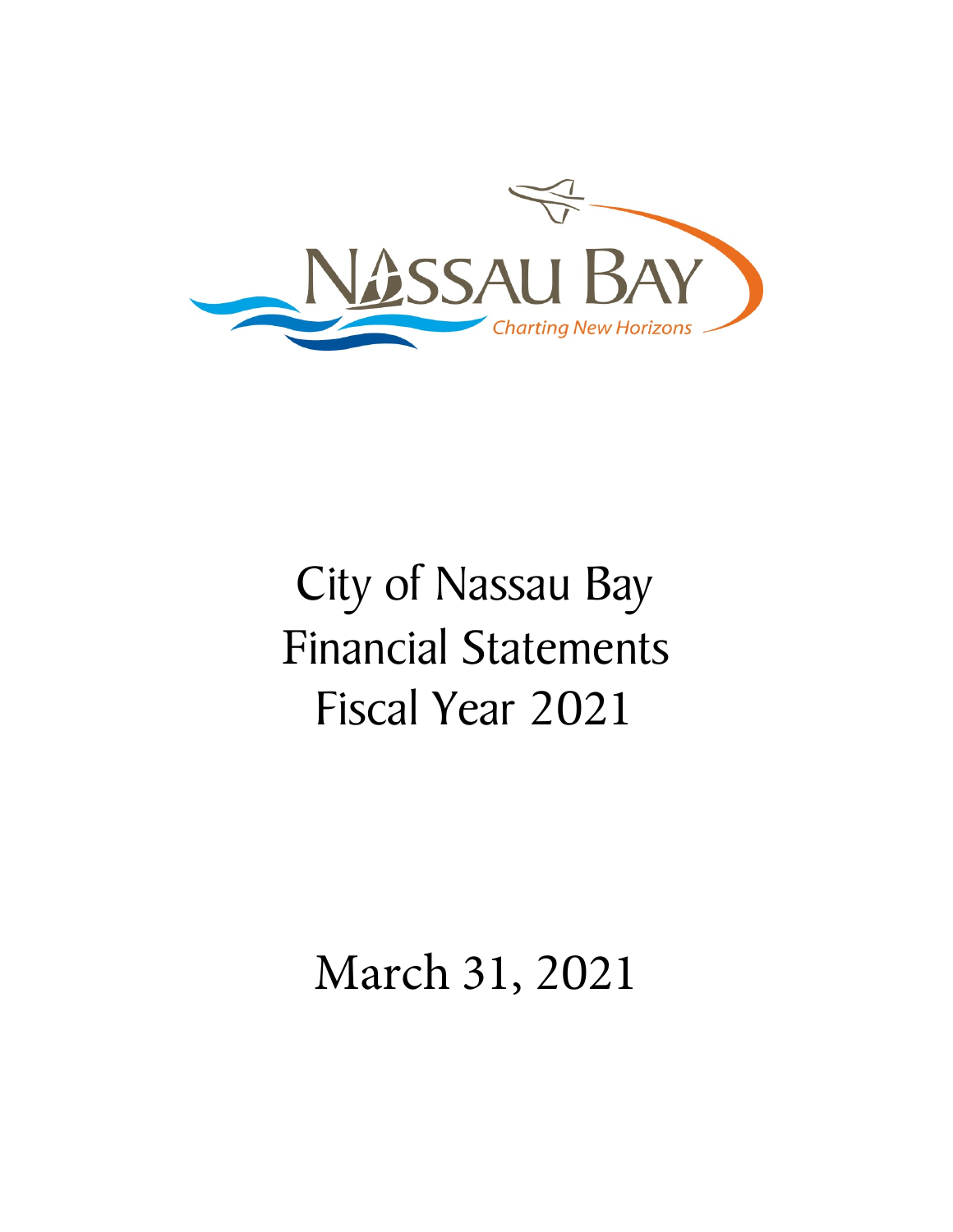# City of Nassau Bay Financial Statements Fiscal Year 2021

March 31, 2021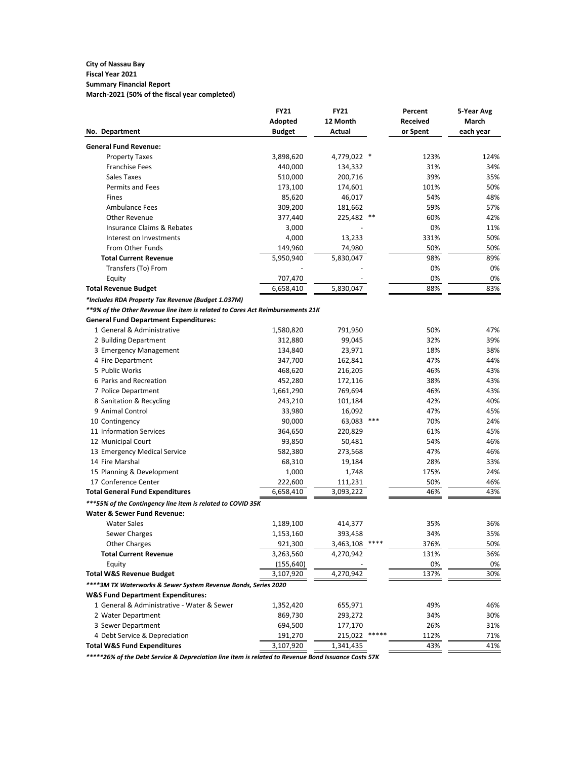**City of Nassau Bay**
**Fiscal Year 2021**
**Summary Financial Report**
**March-2021 (50% of the fiscal year completed)**

| No. Department | FY21 Adopted Budget | FY21 12 Month Actual | | Percent Received or Spent | 5-Year Avg March each year |
|---|---|---|---|---|---|
| **General Fund Revenue:** | | | | | |
| Property Taxes | 3,898,620 | 4,779,022 | * | 123% | 124% |
| Franchise Fees | 440,000 | 134,332 | | 31% | 34% |
| Sales Taxes | 510,000 | 200,716 | | 39% | 35% |
| Permits and Fees | 173,100 | 174,601 | | 101% | 50% |
| Fines | 85,620 | 46,017 | | 54% | 48% |
| Ambulance Fees | 309,200 | 181,662 | | 59% | 57% |
| Other Revenue | 377,440 | 225,482 | ** | 60% | 42% |
| Insurance Claims & Rebates | 3,000 | - | | 0% | 11% |
| Interest on Investments | 4,000 | 13,233 | | 331% | 50% |
| From Other Funds | 149,960 | 74,980 | | 50% | 50% |
| **Total Current Revenue** | 5,950,940 | 5,830,047 | | 98% | 89% |
| Transfers (To) From | - | - | | 0% | 0% |
| Equity | 707,470 | - | | 0% | 0% |
| **Total Revenue Budget** | 6,658,410 | 5,830,047 | | 88% | 83% |
| ***Includes RDA Property Tax Revenue (Budget 1.037M)*** | | | | | |
| ****9% of the Other Revenue line item is related to Cares Act Reimbursements 21K*** | | | | | |
| **General Fund Department Expenditures:** | | | | | |
| 1 General & Administrative | 1,580,820 | 791,950 | | 50% | 47% |
| 2 Building Department | 312,880 | 99,045 | | 32% | 39% |
| 3 Emergency Management | 134,840 | 23,971 | | 18% | 38% |
| 4 Fire Department | 347,700 | 162,841 | | 47% | 44% |
| 5 Public Works | 468,620 | 216,205 | | 46% | 43% |
| 6 Parks and Recreation | 452,280 | 172,116 | | 38% | 43% |
| 7 Police Department | 1,661,290 | 769,694 | | 46% | 43% |
| 8 Sanitation & Recycling | 243,210 | 101,184 | | 42% | 40% |
| 9 Animal Control | 33,980 | 16,092 | | 47% | 45% |
| 10 Contingency | 90,000 | 63,083 | *** | 70% | 24% |
| 11 Information Services | 364,650 | 220,829 | | 61% | 45% |
| 12 Municipal Court | 93,850 | 50,481 | | 54% | 46% |
| 13 Emergency Medical Service | 582,380 | 273,568 | | 47% | 46% |
| 14 Fire Marshal | 68,310 | 19,184 | | 28% | 33% |
| 15 Planning & Development | 1,000 | 1,748 | | 175% | 24% |
| 17 Conference Center | 222,600 | 111,231 | | 50% | 46% |
| **Total General Fund Expenditures** | 6,658,410 | 3,093,222 | | 46% | 43% |
| *****55% of the Contingency line item is related to COVID 35K*** | | | | | |
| **Water & Sewer Fund Revenue:** | | | | | |
| Water Sales | 1,189,100 | 414,377 | | 35% | 36% |
| Sewer Charges | 1,153,160 | 393,458 | | 34% | 35% |
| Other Charges | 921,300 | 3,463,108 | **** | 376% | 50% |
| **Total Current Revenue** | 3,263,560 | 4,270,942 | | 131% | 36% |
| Equity | (155,640) | - | | 0% | 0% |
| **Total W&S Revenue Budget** | 3,107,920 | 4,270,942 | | 137% | 30% |
| ******3M TX Waterworks & Sewer System Revenue Bonds, Series 2020*** | | | | | |
| **W&S Fund Department Expenditures:** | | | | | |
| 1 General & Administrative - Water & Sewer | 1,352,420 | 655,971 | | 49% | 46% |
| 2 Water Department | 869,730 | 293,272 | | 34% | 30% |
| 3 Sewer Department | 694,500 | 177,170 | | 26% | 31% |
| 4 Debt Service & Depreciation | 191,270 | 215,022 | ***** | 112% | 71% |
| **Total W&S Fund Expenditures** | 3,107,920 | 1,341,435 | | 43% | 41% |

*****26% of the Debt Service & Depreciation line item is related to Revenue Bond Issuance Costs 57K*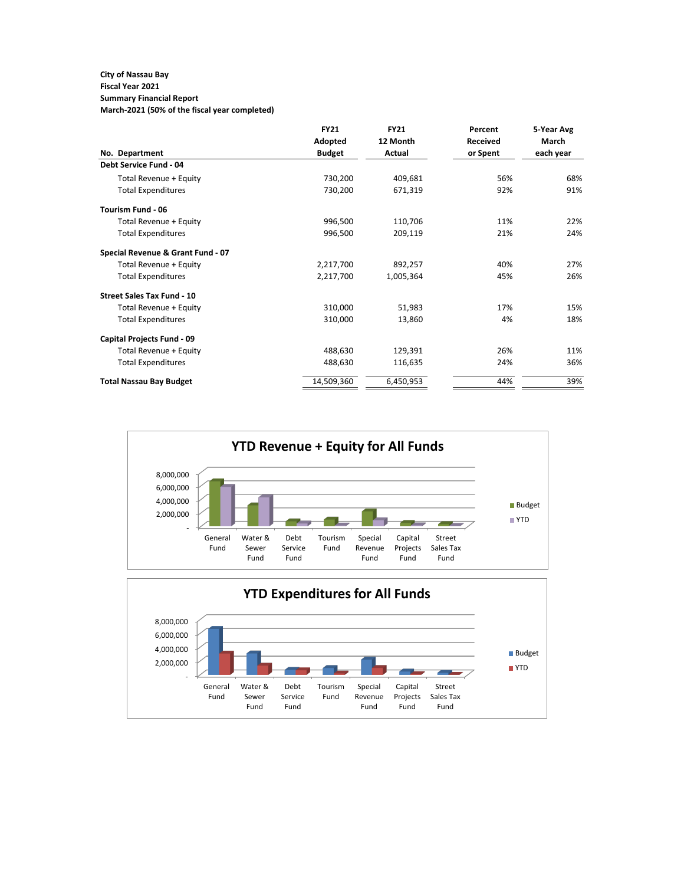**City of Nassau Bay**
**Fiscal Year 2021**
**Summary Financial Report**
**March-2021 (50% of the fiscal year completed)**

| No. Department | FY21 Adopted Budget | FY21 12 Month Actual | Percent Received or Spent | 5-Year Avg March each year |
|---|---|---|---|---|
| **Debt Service Fund - 04** | | | | |
| Total Revenue + Equity | 730,200 | 409,681 | 56% | 68% |
| Total Expenditures | 730,200 | 671,319 | 92% | 91% |
| **Tourism Fund - 06** | | | | |
| Total Revenue + Equity | 996,500 | 110,706 | 11% | 22% |
| Total Expenditures | 996,500 | 209,119 | 21% | 24% |
| **Special Revenue & Grant Fund - 07** | | | | |
| Total Revenue + Equity | 2,217,700 | 892,257 | 40% | 27% |
| Total Expenditures | 2,217,700 | 1,005,364 | 45% | 26% |
| **Street Sales Tax Fund - 10** | | | | |
| Total Revenue + Equity | 310,000 | 51,983 | 17% | 15% |
| Total Expenditures | 310,000 | 13,860 | 4% | 18% |
| **Capital Projects Fund - 09** | | | | |
| Total Revenue + Equity | 488,630 | 129,391 | 26% | 11% |
| Total Expenditures | 488,630 | 116,635 | 24% | 36% |
| **Total Nassau Bay Budget** | 14,509,360 | 6,450,953 | 44% | 39% |

## YTD Revenue + Equity for All Funds

(Chart: Budget vs. YTD for General Fund, Water & Sewer Fund, Debt Service Fund, Tourism Fund, Special Revenue Fund, Capital Projects Fund, Street Sales Tax Fund; axis 0 to 8,000,000)

## YTD Expenditures for All Funds

(Chart: Budget vs. YTD for General Fund, Water & Sewer Fund, Debt Service Fund, Tourism Fund, Special Revenue Fund, Capital Projects Fund, Street Sales Tax Fund; axis 0 to 8,000,000)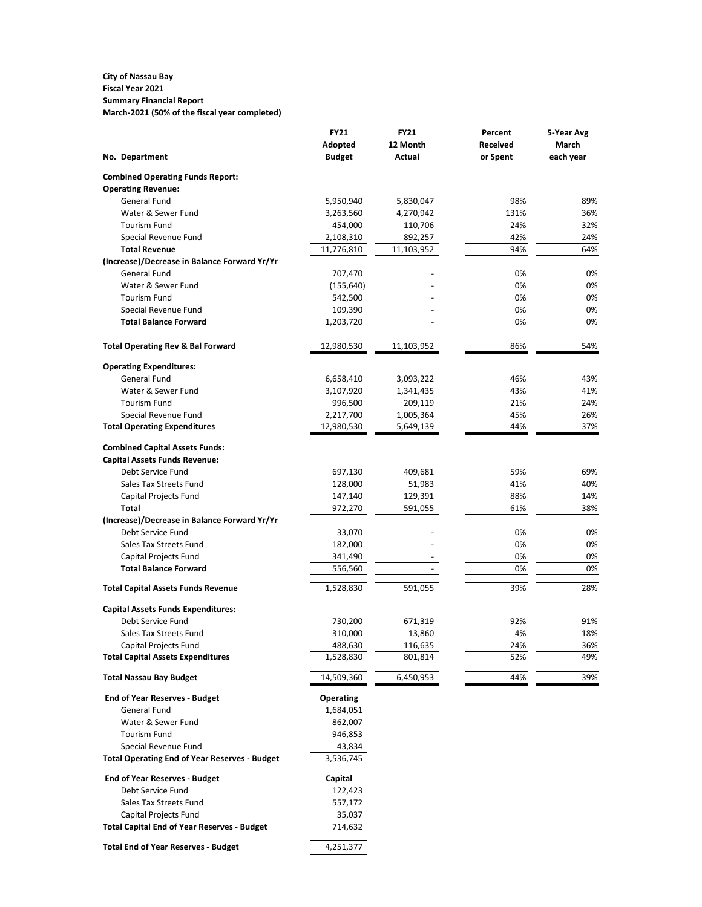**City of Nassau Bay**
**Fiscal Year 2021**
**Summary Financial Report**
**March-2021 (50% of the fiscal year completed)**

| No. Department | FY21 Adopted Budget | FY21 12 Month Actual | Percent Received or Spent | 5-Year Avg March each year |
|---|---|---|---|---|
| **Combined Operating Funds Report:** | | | | |
| **Operating Revenue:** | | | | |
| General Fund | 5,950,940 | 5,830,047 | 98% | 89% |
| Water & Sewer Fund | 3,263,560 | 4,270,942 | 131% | 36% |
| Tourism Fund | 454,000 | 110,706 | 24% | 32% |
| Special Revenue Fund | 2,108,310 | 892,257 | 42% | 24% |
| **Total Revenue** | 11,776,810 | 11,103,952 | 94% | 64% |
| **(Increase)/Decrease in Balance Forward Yr/Yr** | | | | |
| General Fund | 707,470 | - | 0% | 0% |
| Water & Sewer Fund | (155,640) | - | 0% | 0% |
| Tourism Fund | 542,500 | - | 0% | 0% |
| Special Revenue Fund | 109,390 | - | 0% | 0% |
| **Total Balance Forward** | 1,203,720 | - | 0% | 0% |
| **Total Operating Rev & Bal Forward** | 12,980,530 | 11,103,952 | 86% | 54% |
| **Operating Expenditures:** | | | | |
| General Fund | 6,658,410 | 3,093,222 | 46% | 43% |
| Water & Sewer Fund | 3,107,920 | 1,341,435 | 43% | 41% |
| Tourism Fund | 996,500 | 209,119 | 21% | 24% |
| Special Revenue Fund | 2,217,700 | 1,005,364 | 45% | 26% |
| **Total Operating Expenditures** | 12,980,530 | 5,649,139 | 44% | 37% |
| **Combined Capital Assets Funds:** | | | | |
| **Capital Assets Funds Revenue:** | | | | |
| Debt Service Fund | 697,130 | 409,681 | 59% | 69% |
| Sales Tax Streets Fund | 128,000 | 51,983 | 41% | 40% |
| Capital Projects Fund | 147,140 | 129,391 | 88% | 14% |
| **Total** | 972,270 | 591,055 | 61% | 38% |
| **(Increase)/Decrease in Balance Forward Yr/Yr** | | | | |
| Debt Service Fund | 33,070 | - | 0% | 0% |
| Sales Tax Streets Fund | 182,000 | - | 0% | 0% |
| Capital Projects Fund | 341,490 | - | 0% | 0% |
| **Total Balance Forward** | 556,560 | - | 0% | 0% |
| **Total Capital Assets Funds Revenue** | 1,528,830 | 591,055 | 39% | 28% |
| **Capital Assets Funds Expenditures:** | | | | |
| Debt Service Fund | 730,200 | 671,319 | 92% | 91% |
| Sales Tax Streets Fund | 310,000 | 13,860 | 4% | 18% |
| Capital Projects Fund | 488,630 | 116,635 | 24% | 36% |
| **Total Capital Assets Expenditures** | 1,528,830 | 801,814 | 52% | 49% |
| **Total Nassau Bay Budget** | 14,509,360 | 6,450,953 | 44% | 39% |

| **End of Year Reserves - Budget** | **Operating** |
|---|---|
| General Fund | 1,684,051 |
| Water & Sewer Fund | 862,007 |
| Tourism Fund | 946,853 |
| Special Revenue Fund | 43,834 |
| **Total Operating End of Year Reserves - Budget** | 3,536,745 |
| **End of Year Reserves - Budget** | **Capital** |
| Debt Service Fund | 122,423 |
| Sales Tax Streets Fund | 557,172 |
| Capital Projects Fund | 35,037 |
| **Total Capital End of Year Reserves - Budget** | 714,632 |
| **Total End of Year Reserves - Budget** | 4,251,377 |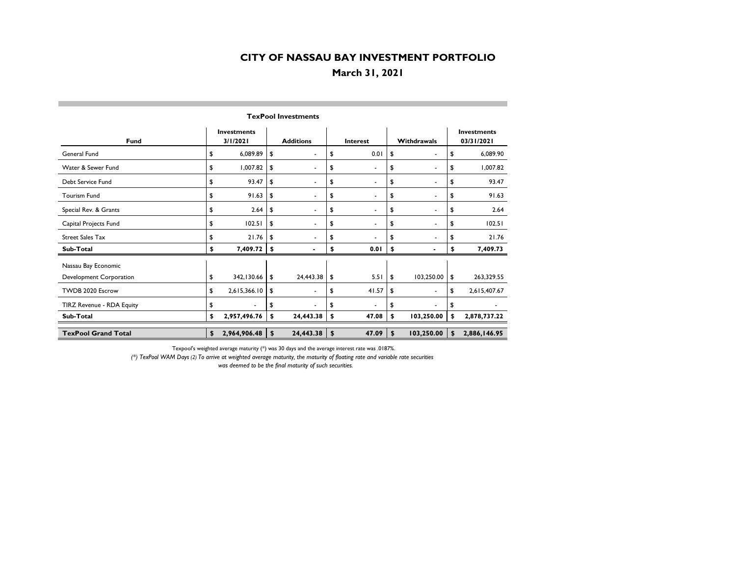# CITY OF NASSAU BAY INVESTMENT PORTFOLIO

## March 31, 2021

### TexPool Investments

| Fund | Investments 3/1/2021 | Additions | Interest | Withdrawals | Investments 03/31/2021 |
|---|---|---|---|---|---|
| General Fund | $ 6,089.89 | $ - | $ 0.01 | $ - | $ 6,089.90 |
| Water & Sewer Fund | $ 1,007.82 | $ - | $ - | $ - | $ 1,007.82 |
| Debt Service Fund | $ 93.47 | $ - | $ - | $ - | $ 93.47 |
| Tourism Fund | $ 91.63 | $ - | $ - | $ - | $ 91.63 |
| Special Rev. & Grants | $ 2.64 | $ - | $ - | $ - | $ 2.64 |
| Capital Projects Fund | $ 102.51 | $ - | $ - | $ - | $ 102.51 |
| Street Sales Tax | $ 21.76 | $ - | $ - | $ - | $ 21.76 |
| **Sub-Total** | **$ 7,409.72** | **$ -** | **$ 0.01** | **$ -** | **$ 7,409.73** |
| Nassau Bay Economic Development Corporation | $ 342,130.66 | $ 24,443.38 | $ 5.51 | $ 103,250.00 | $ 263,329.55 |
| TWDB 2020 Escrow | $ 2,615,366.10 | $ - | $ 41.57 | $ - | $ 2,615,407.67 |
| TIRZ Revenue - RDA Equity | $ - | $ - | $ - | $ - | $ - |
| **Sub-Total** | **$ 2,957,496.76** | **$ 24,443.38** | **$ 47.08** | **$ 103,250.00** | **$ 2,878,737.22** |
| **TexPool Grand Total** | **$ 2,964,906.48** | **$ 24,443.38** | **$ 47.09** | **$ 103,250.00** | **$ 2,886,146.95** |

Texpool's weighted average maturity (*) was 30 days and the average interest rate was .0187%.

*(*) TexPool WAM Days (2) To arrive at weighted average maturity, the maturity of floating rate and variable rate securities was deemed to be the final maturity of such securities.*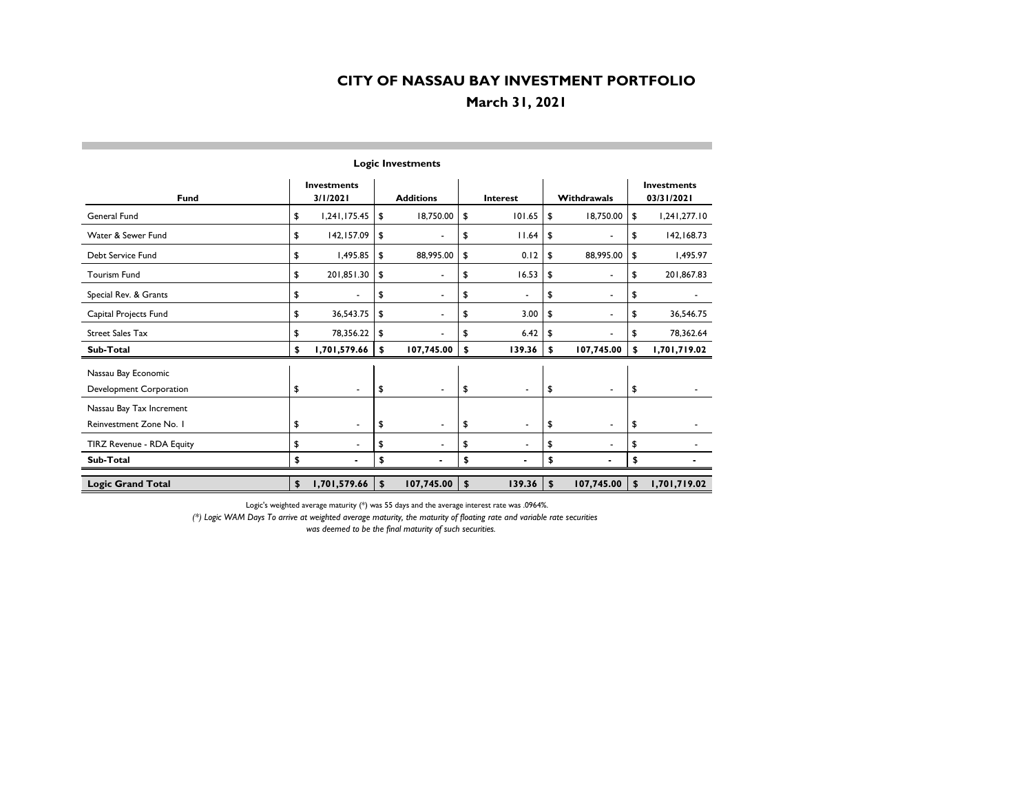# CITY OF NASSAU BAY INVESTMENT PORTFOLIO

## March 31, 2021

**Logic Investments**

| Fund | Investments 3/1/2021 | Additions | Interest | Withdrawals | Investments 03/31/2021 |
|---|---|---|---|---|---|
| General Fund | $ 1,241,175.45 | $ 18,750.00 | $ 101.65 | $ 18,750.00 | $ 1,241,277.10 |
| Water & Sewer Fund | $ 142,157.09 | $ - | $ 11.64 | $ - | $ 142,168.73 |
| Debt Service Fund | $ 1,495.85 | $ 88,995.00 | $ 0.12 | $ 88,995.00 | $ 1,495.97 |
| Tourism Fund | $ 201,851.30 | $ - | $ 16.53 | $ - | $ 201,867.83 |
| Special Rev. & Grants | $ - | $ - | $ - | $ - | $ - |
| Capital Projects Fund | $ 36,543.75 | $ - | $ 3.00 | $ - | $ 36,546.75 |
| Street Sales Tax | $ 78,356.22 | $ - | $ 6.42 | $ - | $ 78,362.64 |
| **Sub-Total** | **$ 1,701,579.66** | **$ 107,745.00** | **$ 139.36** | **$ 107,745.00** | **$ 1,701,719.02** |
| Nassau Bay Economic Development Corporation | $ - | $ - | $ - | $ - | $ - |
| Nassau Bay Tax Increment Reinvestment Zone No. 1 | $ - | $ - | $ - | $ - | $ - |
| TIRZ Revenue - RDA Equity | $ - | $ - | $ - | $ - | $ - |
| **Sub-Total** | **$ -** | **$ -** | **$ -** | **$ -** | **$ -** |
| **Logic Grand Total** | **$ 1,701,579.66** | **$ 107,745.00** | **$ 139.36** | **$ 107,745.00** | **$ 1,701,719.02** |

Logic's weighted average maturity (*) was 55 days and the average interest rate was .0964%.

*(*) Logic WAM Days To arrive at weighted average maturity, the maturity of floating rate and variable rate securities was deemed to be the final maturity of such securities.*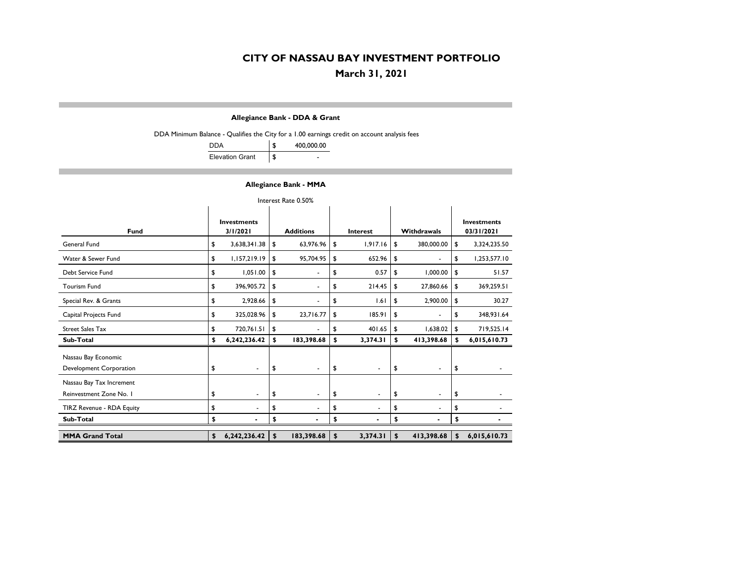# CITY OF NASSAU BAY INVESTMENT PORTFOLIO

## March 31, 2021

### Allegiance Bank - DDA & Grant

DDA Minimum Balance - Qualifies the City for a 1.00 earnings credit on account analysis fees

| | |
|---|---|
| DDA | $ 400,000.00 |
| Elevation Grant | $ - |

### Allegiance Bank - MMA

Interest Rate 0.50%

| Fund | Investments 3/1/2021 | Additions | Interest | Withdrawals | Investments 03/31/2021 |
|---|---|---|---|---|---|
| General Fund | $ 3,638,341.38 | $ 63,976.96 | $ 1,917.16 | $ 380,000.00 | $ 3,324,235.50 |
| Water & Sewer Fund | $ 1,157,219.19 | $ 95,704.95 | $ 652.96 | $ - | $ 1,253,577.10 |
| Debt Service Fund | $ 1,051.00 | $ - | $ 0.57 | $ 1,000.00 | $ 51.57 |
| Tourism Fund | $ 396,905.72 | $ - | $ 214.45 | $ 27,860.66 | $ 369,259.51 |
| Special Rev. & Grants | $ 2,928.66 | $ - | $ 1.61 | $ 2,900.00 | $ 30.27 |
| Capital Projects Fund | $ 325,028.96 | $ 23,716.77 | $ 185.91 | $ - | $ 348,931.64 |
| Street Sales Tax | $ 720,761.51 | $ - | $ 401.65 | $ 1,638.02 | $ 719,525.14 |
| **Sub-Total** | **$ 6,242,236.42** | **$ 183,398.68** | **$ 3,374.31** | **$ 413,398.68** | **$ 6,015,610.73** |
| Nassau Bay Economic Development Corporation | $ - | $ - | $ - | $ - | $ - |
| Nassau Bay Tax Increment Reinvestment Zone No. 1 | $ - | $ - | $ - | $ - | $ - |
| TIRZ Revenue - RDA Equity | $ - | $ - | $ - | $ - | $ - |
| **Sub-Total** | **$ -** | **$ -** | **$ -** | **$ -** | **$ -** |
| **MMA Grand Total** | **$ 6,242,236.42** | **$ 183,398.68** | **$ 3,374.31** | **$ 413,398.68** | **$ 6,015,610.73** |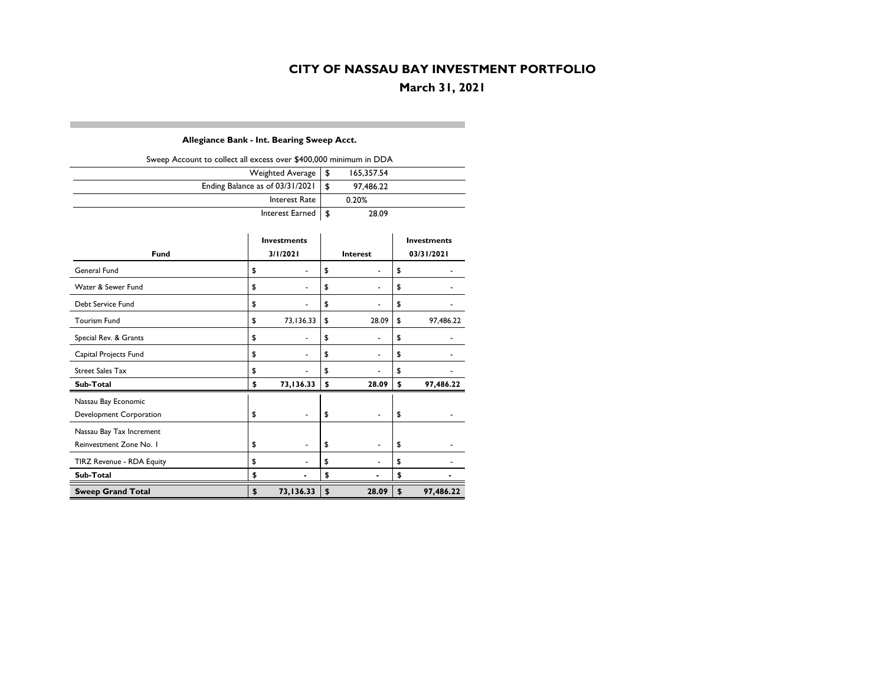# CITY OF NASSAU BAY INVESTMENT PORTFOLIO

## March 31, 2021

### Allegiance Bank - Int. Bearing Sweep Acct.

Sweep Account to collect all excess over $400,000 minimum in DDA

| | |
|---|---|
| Weighted Average | $ 165,357.54 |
| Ending Balance as of 03/31/2021 | $ 97,486.22 |
| Interest Rate | 0.20% |
| Interest Earned | $ 28.09 |

| Fund | Investments 3/1/2021 | Interest | Investments 03/31/2021 |
|---|---|---|---|
| General Fund | $ - | $ - | $ - |
| Water & Sewer Fund | $ - | $ - | $ - |
| Debt Service Fund | $ - | $ - | $ - |
| Tourism Fund | $ 73,136.33 | $ 28.09 | $ 97,486.22 |
| Special Rev. & Grants | $ - | $ - | $ - |
| Capital Projects Fund | $ - | $ - | $ - |
| Street Sales Tax | $ - | $ - | $ - |
| **Sub-Total** | **$ 73,136.33** | **$ 28.09** | **$ 97,486.22** |
| Nassau Bay Economic Development Corporation | $ - | $ - | $ - |
| Nassau Bay Tax Increment Reinvestment Zone No. 1 | $ - | $ - | $ - |
| TIRZ Revenue - RDA Equity | $ - | $ - | $ - |
| **Sub-Total** | **$ -** | **$ -** | **$ -** |
| **Sweep Grand Total** | **$ 73,136.33** | **$ 28.09** | **$ 97,486.22** |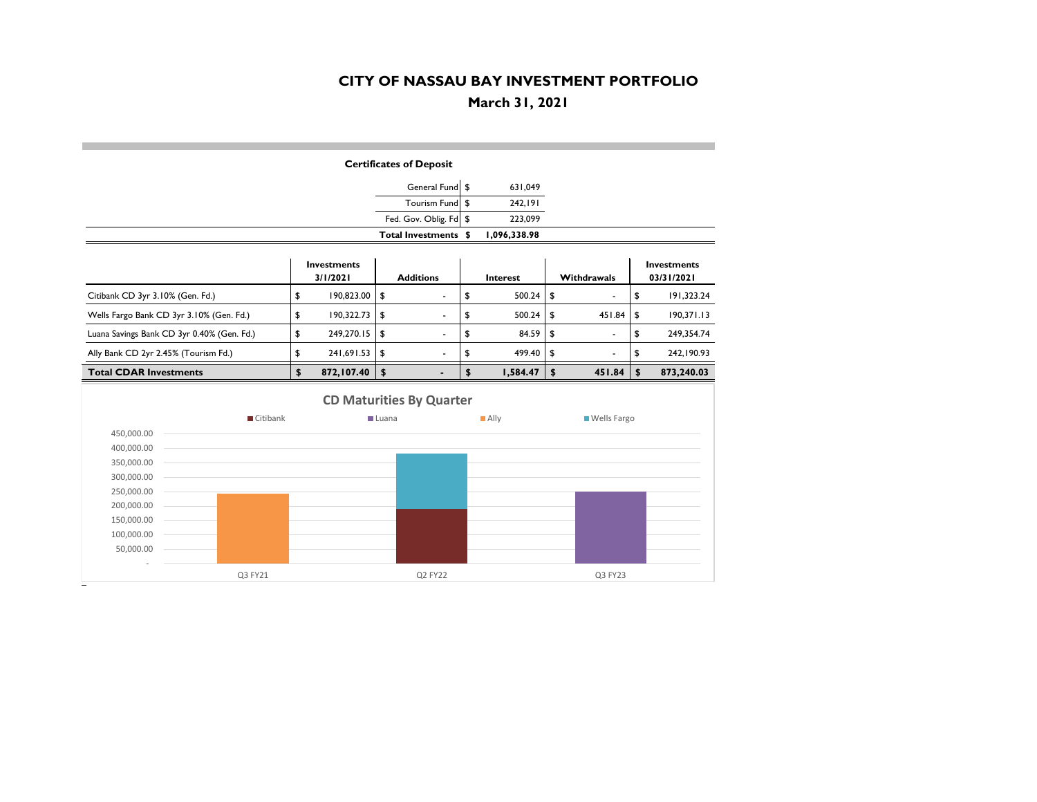# CITY OF NASSAU BAY INVESTMENT PORTFOLIO

## March 31, 2021

**Certificates of Deposit**

| | | |
|---|---|---|
| General Fund | $ | 631,049 |
| Tourism Fund | $ | 242,191 |
| Fed. Gov. Oblig. Fd | $ | 223,099 |
| **Total Investments** | **$** | **1,096,338.98** |

| | Investments 3/1/2021 | Additions | Interest | Withdrawals | Investments 03/31/2021 |
|---|---|---|---|---|---|
| Citibank CD 3yr 3.10% (Gen. Fd.) | $ 190,823.00 | $ - | $ 500.24 | $ - | $ 191,323.24 |
| Wells Fargo Bank CD 3yr 3.10% (Gen. Fd.) | $ 190,322.73 | $ - | $ 500.24 | $ 451.84 | $ 190,371.13 |
| Luana Savings Bank CD 3yr 0.40% (Gen. Fd.) | $ 249,270.15 | $ - | $ 84.59 | $ - | $ 249,354.74 |
| Ally Bank CD 2yr 2.45% (Tourism Fd.) | $ 241,691.53 | $ - | $ 499.40 | $ - | $ 242,190.93 |
| **Total CDAR Investments** | **$ 872,107.40** | **$ -** | **$ 1,584.47** | **$ 451.84** | **$ 873,240.03** |

**CD Maturities By Quarter**

| Quarter | Citibank | Luana | Ally | Wells Fargo |
|---|---|---|---|---|
| Q3 FY21 | | | ~242,000 | |
| Q2 FY22 | ~191,000 | | | ~190,000 |
| Q3 FY23 | | ~249,000 | | |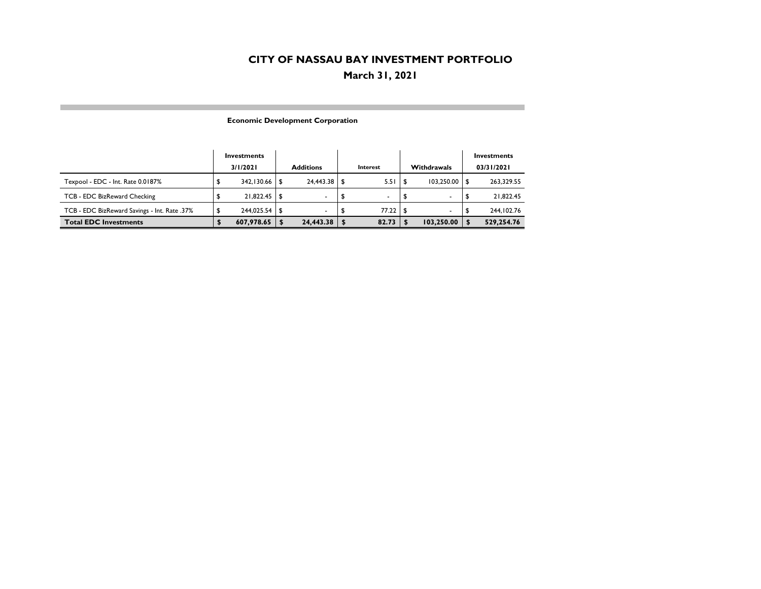# CITY OF NASSAU BAY INVESTMENT PORTFOLIO

## March 31, 2021

### Economic Development Corporation

| | Investments 3/1/2021 | Additions | Interest | Withdrawals | Investments 03/31/2021 |
|---|---|---|---|---|---|
| Texpool - EDC - Int. Rate 0.0187% | $ 342,130.66 | $ 24,443.38 | $ 5.51 | $ 103,250.00 | $ 263,329.55 |
| TCB - EDC BizReward Checking | $ 21,822.45 | $ - | $ - | $ - | $ 21,822.45 |
| TCB - EDC BizReward Savings - Int. Rate .37% | $ 244,025.54 | $ - | $ 77.22 | $ - | $ 244,102.76 |
| **Total EDC Investments** | **$ 607,978.65** | **$ 24,443.38** | **$ 82.73** | **$ 103,250.00** | **$ 529,254.76** |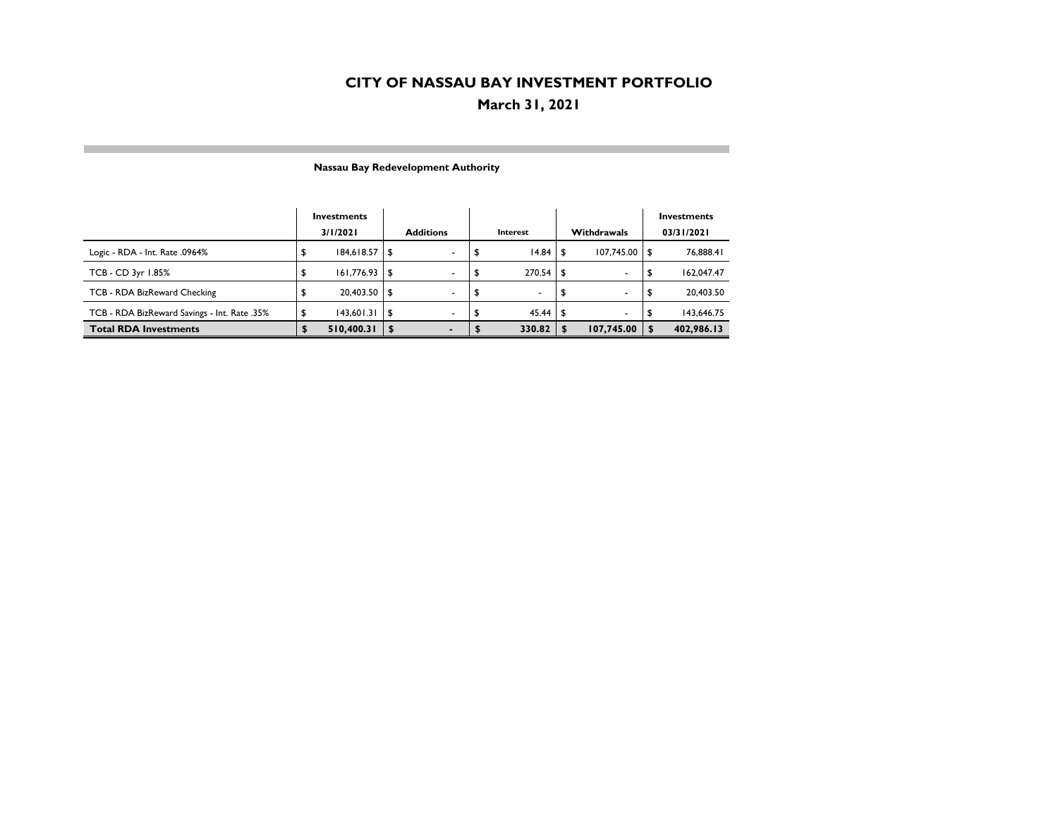# CITY OF NASSAU BAY INVESTMENT PORTFOLIO

## March 31, 2021

### Nassau Bay Redevelopment Authority

| | Investments 3/1/2021 | Additions | Interest | Withdrawals | Investments 03/31/2021 |
|---|---|---|---|---|---|
| Logic - RDA - Int. Rate .0964% | $ 184,618.57 | $ - | $ 14.84 | $ 107,745.00 | $ 76,888.41 |
| TCB - CD 3yr 1.85% | $ 161,776.93 | $ - | $ 270.54 | $ - | $ 162,047.47 |
| TCB - RDA BizReward Checking | $ 20,403.50 | $ - | $ - | $ - | $ 20,403.50 |
| TCB - RDA BizReward Savings - Int. Rate .35% | $ 143,601.31 | $ - | $ 45.44 | $ - | $ 143,646.75 |
| **Total RDA Investments** | **$ 510,400.31** | **$ -** | **$ 330.82** | **$ 107,745.00** | **$ 402,986.13** |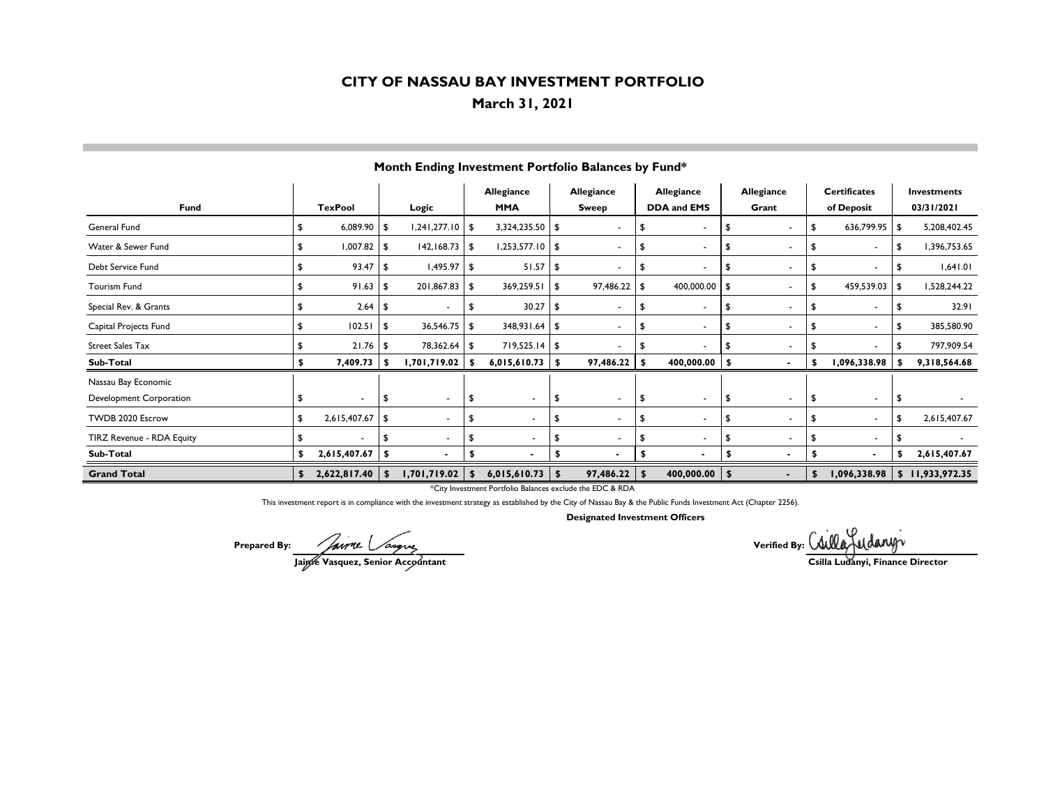# CITY OF NASSAU BAY INVESTMENT PORTFOLIO

**March 31, 2021**

## Month Ending Investment Portfolio Balances by Fund*

| Fund | TexPool | Logic | Allegiance MMA | Allegiance Sweep | Allegiance DDA and EMS | Allegiance Grant | Certificates of Deposit | Investments 03/31/2021 |
|---|---|---|---|---|---|---|---|---|
| General Fund | $ 6,089.90 | $ 1,241,277.10 | $ 3,324,235.50 | $ - | $ - | $ - | $ 636,799.95 | $ 5,208,402.45 |
| Water & Sewer Fund | $ 1,007.82 | $ 142,168.73 | $ 1,253,577.10 | $ - | $ - | $ - | $ - | $ 1,396,753.65 |
| Debt Service Fund | $ 93.47 | $ 1,495.97 | $ 51.57 | $ - | $ - | $ - | $ - | $ 1,641.01 |
| Tourism Fund | $ 91.63 | $ 201,867.83 | $ 369,259.51 | $ 97,486.22 | $ 400,000.00 | $ - | $ 459,539.03 | $ 1,528,244.22 |
| Special Rev. & Grants | $ 2.64 | $ - | $ 30.27 | $ - | $ - | $ - | $ - | $ 32.91 |
| Capital Projects Fund | $ 102.51 | $ 36,546.75 | $ 348,931.64 | $ - | $ - | $ - | $ - | $ 385,580.90 |
| Street Sales Tax | $ 21.76 | $ 78,362.64 | $ 719,525.14 | $ - | $ - | $ - | $ - | $ 797,909.54 |
| **Sub-Total** | **$ 7,409.73** | **$ 1,701,719.02** | **$ 6,015,610.73** | **$ 97,486.22** | **$ 400,000.00** | **$ -** | **$ 1,096,338.98** | **$ 9,318,564.68** |
| Nassau Bay Economic Development Corporation | $ - | $ - | $ - | $ - | $ - | $ - | $ - | $ - |
| TWDB 2020 Escrow | $ 2,615,407.67 | $ - | $ - | $ - | $ - | $ - | $ - | $ 2,615,407.67 |
| TIRZ Revenue - RDA Equity | $ - | $ - | $ - | $ - | $ - | $ - | $ - | $ - |
| **Sub-Total** | **$ 2,615,407.67** | **$ -** | **$ -** | **$ -** | **$ -** | **$ -** | **$ -** | **$ 2,615,407.67** |
| **Grand Total** | **$ 2,622,817.40** | **$ 1,701,719.02** | **$ 6,015,610.73** | **$ 97,486.22** | **$ 400,000.00** | **$ -** | **$ 1,096,338.98** | **$ 11,933,972.35** |

*City Investment Portfolio Balances exclude the EDC & RDA

This investment report is in compliance with the investment strategy as established by the City of Nassau Bay & the Public Funds Investment Act (Chapter 2256).

**Designated Investment Officers**

**Prepared By:** Jaime Vasquez

**Jaime Vasquez, Senior Accountant**

**Verified By:** Csilla Ludanyi

**Csilla Ludanyi, Finance Director**